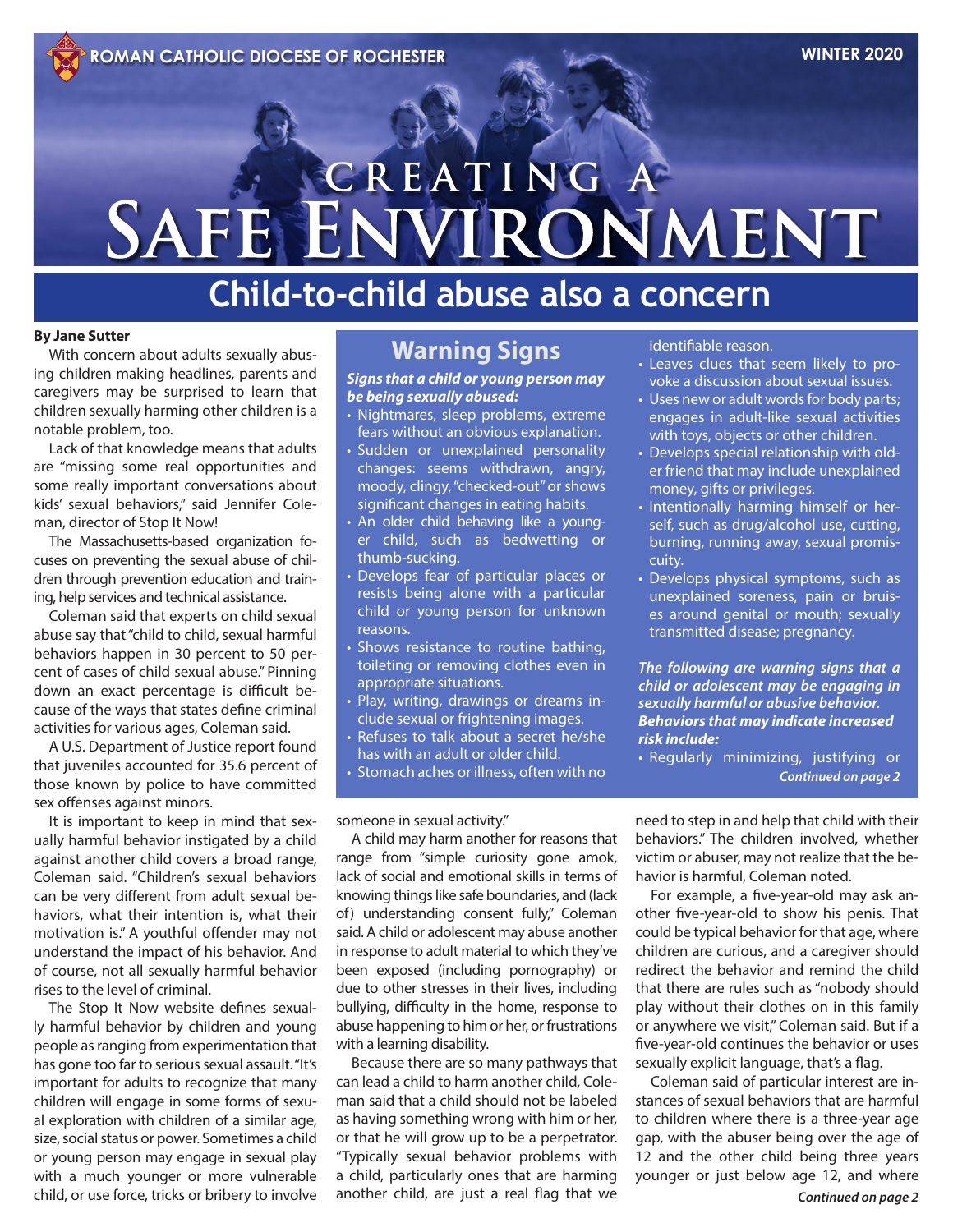ROMAN CATHOLIC DIOCESE OF ROCHESTER

WINTER 2020

# CREATING A SAFE ENVIRONMENT

## Child-to-child abuse also a concern

**By Jane Sutter**

With concern about adults sexually abusing children making headlines, parents and caregivers may be surprised to learn that children sexually harming other children is a notable problem, too.

Lack of that knowledge means that adults are "missing some real opportunities and some really important conversations about kids' sexual behaviors," said Jennifer Coleman, director of Stop It Now!

The Massachusetts-based organization focuses on preventing the sexual abuse of children through prevention education and training, help services and technical assistance.

Coleman said that experts on child sexual abuse say that "child to child, sexual harmful behaviors happen in 30 percent to 50 percent of cases of child sexual abuse." Pinning down an exact percentage is difficult because of the ways that states define criminal activities for various ages, Coleman said.

A U.S. Department of Justice report found that juveniles accounted for 35.6 percent of those known by police to have committed sex offenses against minors.

It is important to keep in mind that sexually harmful behavior instigated by a child against another child covers a broad range, Coleman said. "Children's sexual behaviors can be very different from adult sexual behaviors, what their intention is, what their motivation is." A youthful offender may not understand the impact of his behavior. And of course, not all sexually harmful behavior rises to the level of criminal.

The Stop It Now website defines sexually harmful behavior by children and young people as ranging from experimentation that has gone too far to serious sexual assault. "It's important for adults to recognize that many children will engage in some forms of sexual exploration with children of a similar age, size, social status or power. Sometimes a child or young person may engage in sexual play with a much younger or more vulnerable child, or use force, tricks or bribery to involve someone in sexual activity."

A child may harm another for reasons that range from "simple curiosity gone amok, lack of social and emotional skills in terms of knowing things like safe boundaries, and (lack of) understanding consent fully," Coleman said. A child or adolescent may abuse another in response to adult material to which they've been exposed (including pornography) or due to other stresses in their lives, including bullying, difficulty in the home, response to abuse happening to him or her, or frustrations with a learning disability.

Because there are so many pathways that can lead a child to harm another child, Coleman said that a child should not be labeled as having something wrong with him or her, or that he will grow up to be a perpetrator. "Typically sexual behavior problems with a child, particularly ones that are harming another child, are just a real flag that we need to step in and help that child with their behaviors." The children involved, whether victim or abuser, may not realize that the behavior is harmful, Coleman noted.

For example, a five-year-old may ask another five-year-old to show his penis. That could be typical behavior for that age, where children are curious, and a caregiver should redirect the behavior and remind the child that there are rules such as "nobody should play without their clothes on in this family or anywhere we visit," Coleman said. But if a five-year-old continues the behavior or uses sexually explicit language, that's a flag.

Coleman said of particular interest are instances of sexual behaviors that are harmful to children where there is a three-year age gap, with the abuser being over the age of 12 and the other child being three years younger or just below age 12, and where

*Continued on page 2*

## Warning Signs

***Signs that a child or young person may be being sexually abused:***

- Nightmares, sleep problems, extreme fears without an obvious explanation.
- Sudden or unexplained personality changes: seems withdrawn, angry, moody, clingy, "checked-out" or shows significant changes in eating habits.
- An older child behaving like a younger child, such as bedwetting or thumb-sucking.
- Develops fear of particular places or resists being alone with a particular child or young person for unknown reasons.
- Shows resistance to routine bathing, toileting or removing clothes even in appropriate situations.
- Play, writing, drawings or dreams include sexual or frightening images.
- Refuses to talk about a secret he/she has with an adult or older child.
- Stomach aches or illness, often with no identifiable reason.
- Leaves clues that seem likely to provoke a discussion about sexual issues.
- Uses new or adult words for body parts; engages in adult-like sexual activities with toys, objects or other children.
- Develops special relationship with older friend that may include unexplained money, gifts or privileges.
- Intentionally harming himself or herself, such as drug/alcohol use, cutting, burning, running away, sexual promiscuity.
- Develops physical symptoms, such as unexplained soreness, pain or bruises around genital or mouth; sexually transmitted disease; pregnancy.

***The following are warning signs that a child or adolescent may be engaging in sexually harmful or abusive behavior. Behaviors that may indicate increased risk include:***

- Regularly minimizing, justifying or

*Continued on page 2*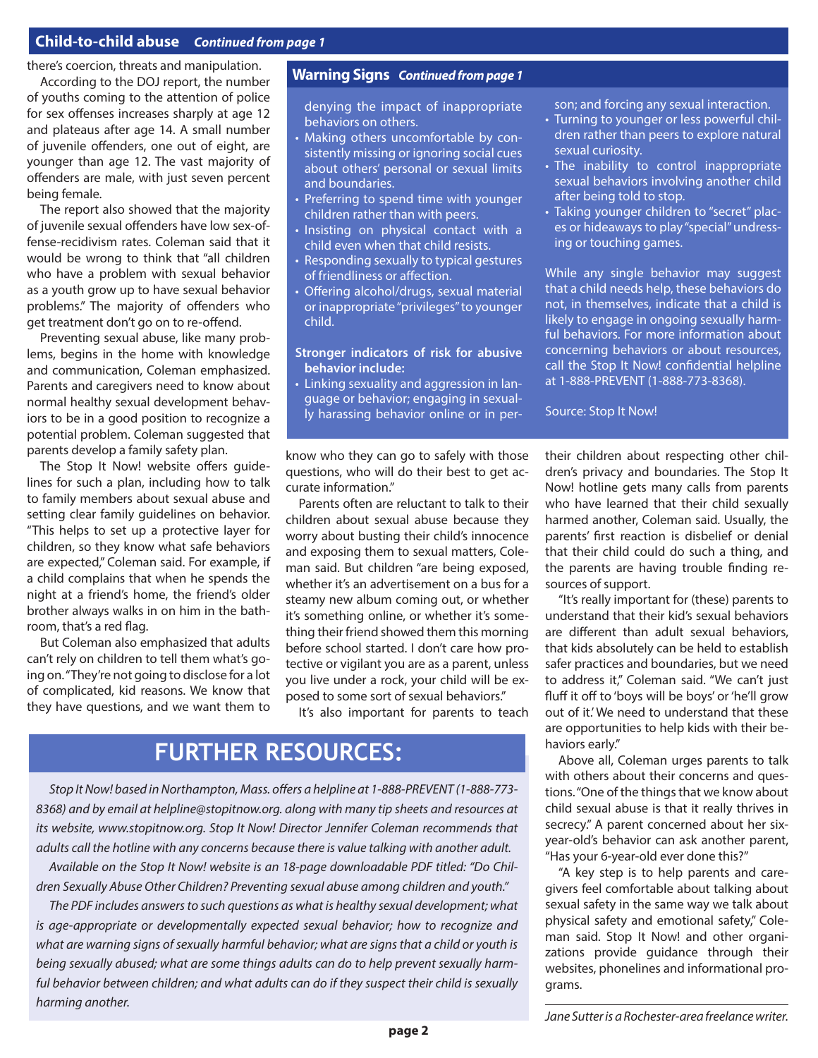## Child-to-child abuse *Continued from page 1*

there's coercion, threats and manipulation.

According to the DOJ report, the number of youths coming to the attention of police for sex offenses increases sharply at age 12 and plateaus after age 14. A small number of juvenile offenders, one out of eight, are younger than age 12. The vast majority of offenders are male, with just seven percent being female.

The report also showed that the majority of juvenile sexual offenders have low sex-offense-recidivism rates. Coleman said that it would be wrong to think that "all children who have a problem with sexual behavior as a youth grow up to have sexual behavior problems." The majority of offenders who get treatment don't go on to re-offend.

Preventing sexual abuse, like many problems, begins in the home with knowledge and communication, Coleman emphasized. Parents and caregivers need to know about normal healthy sexual development behaviors to be in a good position to recognize a potential problem. Coleman suggested that parents develop a family safety plan.

The Stop It Now! website offers guidelines for such a plan, including how to talk to family members about sexual abuse and setting clear family guidelines on behavior. "This helps to set up a protective layer for children, so they know what safe behaviors are expected," Coleman said. For example, if a child complains that when he spends the night at a friend's home, the friend's older brother always walks in on him in the bathroom, that's a red flag.

But Coleman also emphasized that adults can't rely on children to tell them what's going on. "They're not going to disclose for a lot of complicated, kid reasons. We know that they have questions, and we want them to know who they can go to safely with those questions, who will do their best to get accurate information."

Parents often are reluctant to talk to their children about sexual abuse because they worry about busting their child's innocence and exposing them to sexual matters, Coleman said. But children "are being exposed, whether it's an advertisement on a bus for a steamy new album coming out, or whether it's something online, or whether it's something their friend showed them this morning before school started. I don't care how protective or vigilant you are as a parent, unless you live under a rock, your child will be exposed to some sort of sexual behaviors."

It's also important for parents to teach their children about respecting other children's privacy and boundaries. The Stop It Now! hotline gets many calls from parents who have learned that their child sexually harmed another, Coleman said. Usually, the parents' first reaction is disbelief or denial that their child could do such a thing, and the parents are having trouble finding resources of support.

"It's really important for (these) parents to understand that their kid's sexual behaviors are different than adult sexual behaviors, that kids absolutely can be held to establish safer practices and boundaries, but we need to address it," Coleman said. "We can't just fluff it off to 'boys will be boys' or 'he'll grow out of it.' We need to understand that these are opportunities to help kids with their behaviors early."

Above all, Coleman urges parents to talk with others about their concerns and questions. "One of the things that we know about child sexual abuse is that it really thrives in secrecy." A parent concerned about her six-year-old's behavior can ask another parent, "Has your 6-year-old ever done this?"

"A key step is to help parents and caregivers feel comfortable about talking about sexual safety in the same way we talk about physical safety and emotional safety," Coleman said. Stop It Now! and other organizations provide guidance through their websites, phonelines and informational programs.

*Jane Sutter is a Rochester-area freelance writer.*

## Warning Signs *Continued from page 1*

denying the impact of inappropriate behaviors on others.

- Making others uncomfortable by consistently missing or ignoring social cues about others' personal or sexual limits and boundaries.
- Preferring to spend time with younger children rather than with peers.
- Insisting on physical contact with a child even when that child resists.
- Responding sexually to typical gestures of friendliness or affection.
- Offering alcohol/drugs, sexual material or inappropriate "privileges" to younger child.

**Stronger indicators of risk for abusive behavior include:**

- Linking sexuality and aggression in language or behavior; engaging in sexually harassing behavior online or in person; and forcing any sexual interaction.
- Turning to younger or less powerful children rather than peers to explore natural sexual curiosity.
- The inability to control inappropriate sexual behaviors involving another child after being told to stop.
- Taking younger children to "secret" places or hideaways to play "special" undressing or touching games.

While any single behavior may suggest that a child needs help, these behaviors do not, in themselves, indicate that a child is likely to engage in ongoing sexually harmful behaviors. For more information about concerning behaviors or about resources, call the Stop It Now! confidential helpline at 1-888-PREVENT (1-888-773-8368).

Source: Stop It Now!

## FURTHER RESOURCES:

*Stop It Now! based in Northampton, Mass. offers a helpline at 1-888-PREVENT (1-888-773-8368) and by email at helpline@stopitnow.org. along with many tip sheets and resources at its website, www.stopitnow.org. Stop It Now! Director Jennifer Coleman recommends that adults call the hotline with any concerns because there is value talking with another adult.*

*Available on the Stop It Now! website is an 18-page downloadable PDF titled: "Do Children Sexually Abuse Other Children? Preventing sexual abuse among children and youth."*

*The PDF includes answers to such questions as what is healthy sexual development; what is age-appropriate or developmentally expected sexual behavior; how to recognize and what are warning signs of sexually harmful behavior; what are signs that a child or youth is being sexually abused; what are some things adults can do to help prevent sexually harmful behavior between children; and what adults can do if they suspect their child is sexually harming another.*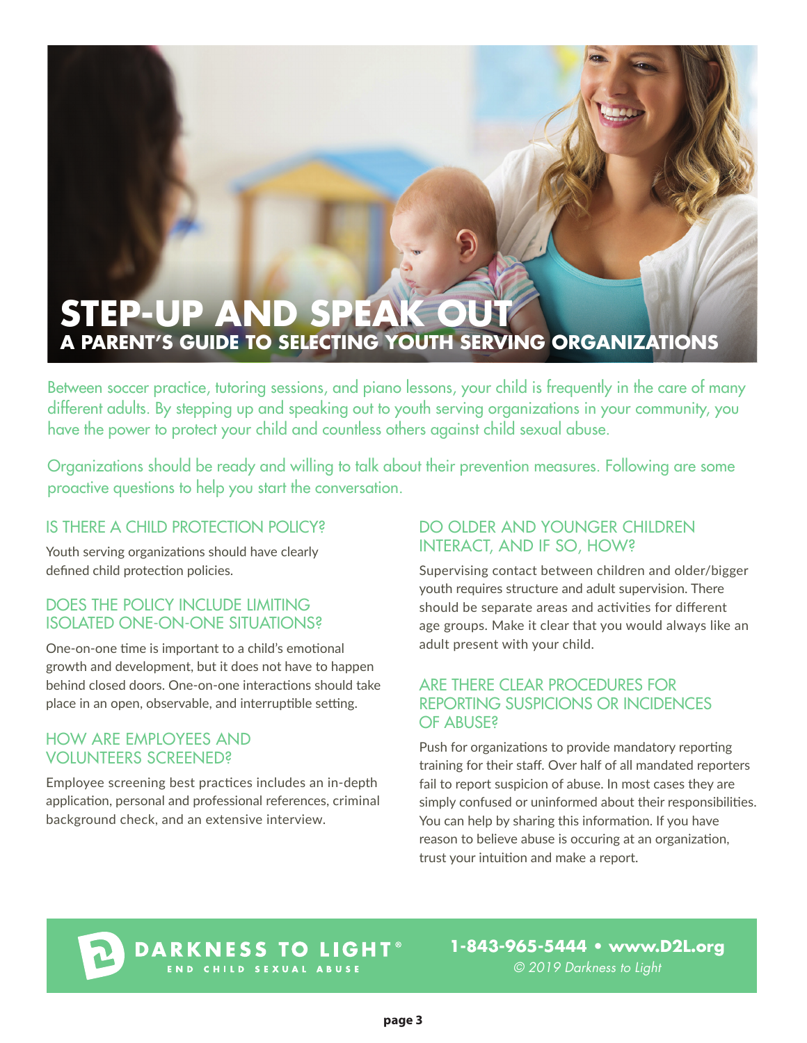# STEP-UP AND SPEAK OUT

## A PARENT'S GUIDE TO SELECTING YOUTH SERVING ORGANIZATIONS

Between soccer practice, tutoring sessions, and piano lessons, your child is frequently in the care of many different adults. By stepping up and speaking out to youth serving organizations in your community, you have the power to protect your child and countless others against child sexual abuse.

Organizations should be ready and willing to talk about their prevention measures. Following are some proactive questions to help you start the conversation.

### IS THERE A CHILD PROTECTION POLICY?

Youth serving organizations should have clearly defined child protection policies.

### DOES THE POLICY INCLUDE LIMITING ISOLATED ONE-ON-ONE SITUATIONS?

One-on-one time is important to a child's emotional growth and development, but it does not have to happen behind closed doors. One-on-one interactions should take place in an open, observable, and interruptible setting.

### HOW ARE EMPLOYEES AND VOLUNTEERS SCREENED?

Employee screening best practices includes an in-depth application, personal and professional references, criminal background check, and an extensive interview.

### DO OLDER AND YOUNGER CHILDREN INTERACT, AND IF SO, HOW?

Supervising contact between children and older/bigger youth requires structure and adult supervision. There should be separate areas and activities for different age groups. Make it clear that you would always like an adult present with your child.

### ARE THERE CLEAR PROCEDURES FOR REPORTING SUSPICIONS OR INCIDENCES OF ABUSE?

Push for organizations to provide mandatory reporting training for their staff. Over half of all mandated reporters fail to report suspicion of abuse. In most cases they are simply confused or uninformed about their responsibilities. You can help by sharing this information. If you have reason to believe abuse is occuring at an organization, trust your intuition and make a report.

**DARKNESS TO LIGHT®**
END CHILD SEXUAL ABUSE

**1-843-965-5444 • www.D2L.org**
*© 2019 Darkness to Light*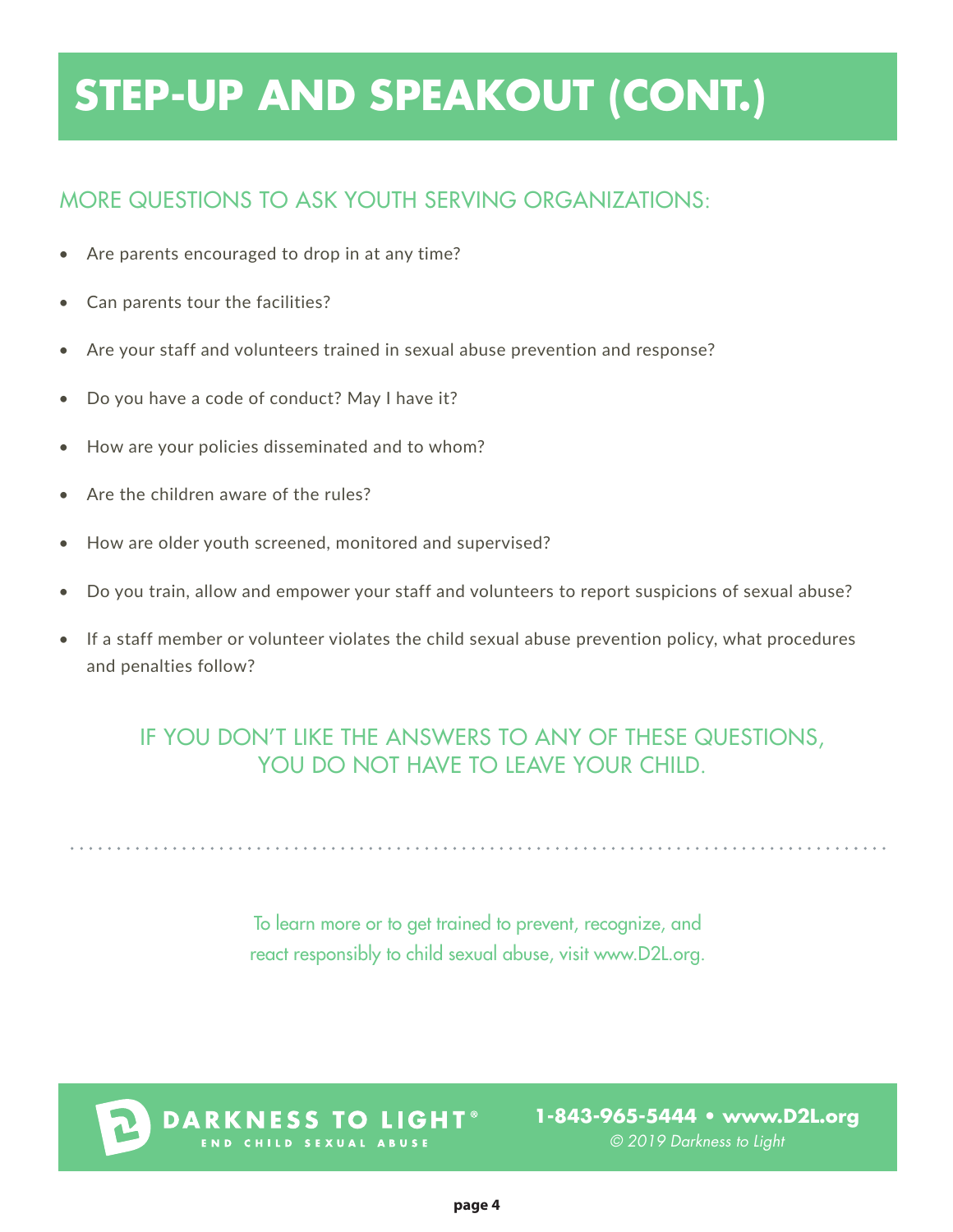# STEP-UP AND SPEAKOUT (CONT.)

## MORE QUESTIONS TO ASK YOUTH SERVING ORGANIZATIONS:

- Are parents encouraged to drop in at any time?
- Can parents tour the facilities?
- Are your staff and volunteers trained in sexual abuse prevention and response?
- Do you have a code of conduct? May I have it?
- How are your policies disseminated and to whom?
- Are the children aware of the rules?
- How are older youth screened, monitored and supervised?
- Do you train, allow and empower your staff and volunteers to report suspicions of sexual abuse?
- If a staff member or volunteer violates the child sexual abuse prevention policy, what procedures and penalties follow?

### IF YOU DON'T LIKE THE ANSWERS TO ANY OF THESE QUESTIONS, YOU DO NOT HAVE TO LEAVE YOUR CHILD.

---

To learn more or to get trained to prevent, recognize, and react responsibly to child sexual abuse, visit www.D2L.org.

**DARKNESS TO LIGHT®**
END CHILD SEXUAL ABUSE

**1-843-965-5444 • www.D2L.org**
*© 2019 Darkness to Light*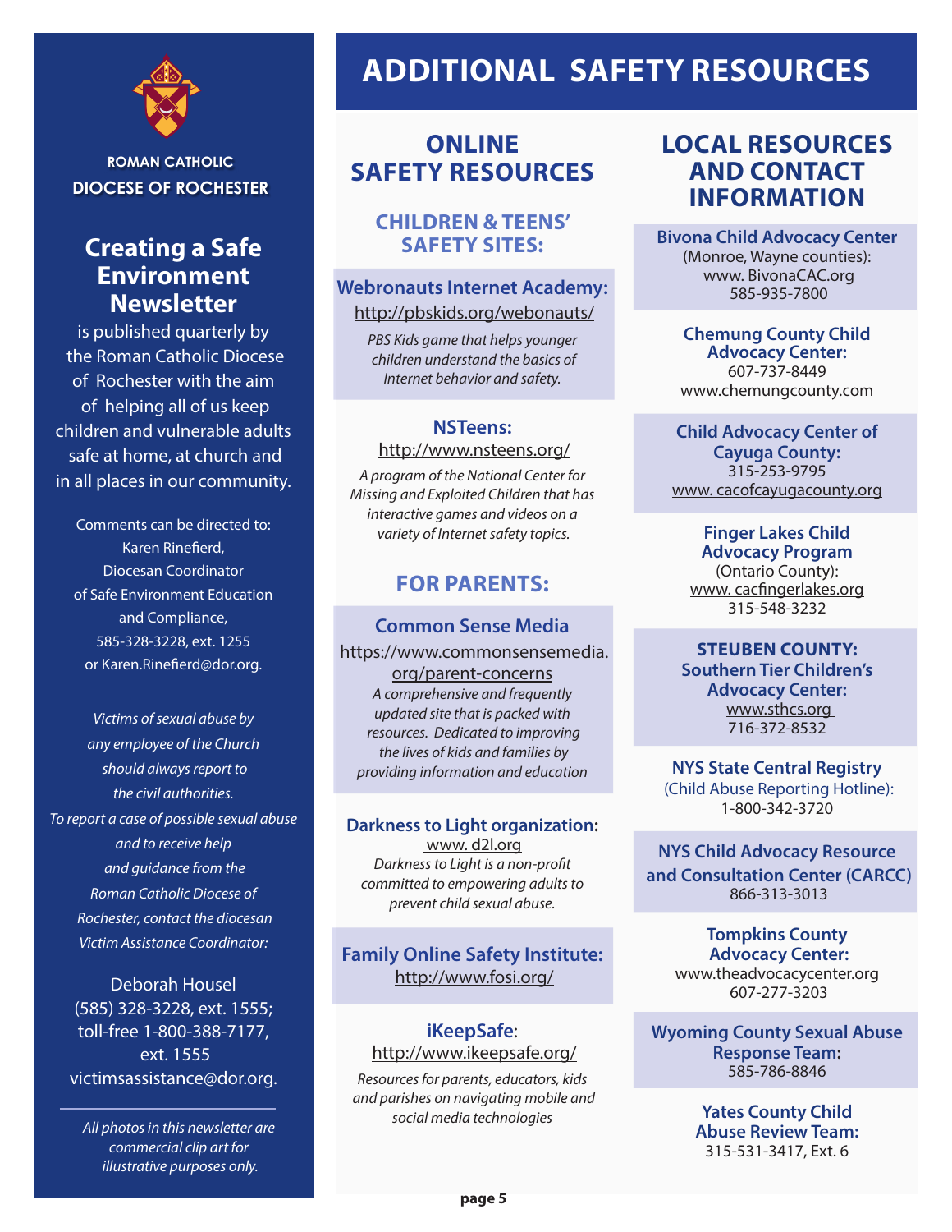ROMAN CATHOLIC
DIOCESE OF ROCHESTER

## Creating a Safe Environment Newsletter

is published quarterly by the Roman Catholic Diocese of Rochester with the aim of helping all of us keep children and vulnerable adults safe at home, at church and in all places in our community.

Comments can be directed to:
Karen Rinefierd,
Diocesan Coordinator
of Safe Environment Education
and Compliance,
585-328-3228, ext. 1255
or Karen.Rinefierd@dor.org.

*Victims of sexual abuse by any employee of the Church should always report to the civil authorities. To report a case of possible sexual abuse and to receive help and guidance from the Roman Catholic Diocese of Rochester, contact the diocesan Victim Assistance Coordinator:*

Deborah Housel
(585) 328-3228, ext. 1555;
toll-free 1-800-388-7177,
ext. 1555
victimsassistance@dor.org.

*All photos in this newsletter are commercial clip art for illustrative purposes only.*

# ADDITIONAL SAFETY RESOURCES

## ONLINE SAFETY RESOURCES

### CHILDREN & TEENS' SAFETY SITES:

**Webronauts Internet Academy:**
http://pbskids.org/webonauts/
*PBS Kids game that helps younger children understand the basics of Internet behavior and safety.*

**NSTeens:**
http://www.nsteens.org/
*A program of the National Center for Missing and Exploited Children that has interactive games and videos on a variety of Internet safety topics.*

### FOR PARENTS:

**Common Sense Media**
https://www.commonsensemedia.org/parent-concerns
*A comprehensive and frequently updated site that is packed with resources. Dedicated to improving the lives of kids and families by providing information and education*

**Darkness to Light organization:**
www. d2l.org
*Darkness to Light is a non-profit committed to empowering adults to prevent child sexual abuse.*

**Family Online Safety Institute:**
http://www.fosi.org/

**iKeepSafe:**
http://www.ikeepsafe.org/
*Resources for parents, educators, kids and parishes on navigating mobile and social media technologies*

## LOCAL RESOURCES AND CONTACT INFORMATION

**Bivona Child Advocacy Center**
(Monroe, Wayne counties):
www. BivonaCAC.org
585-935-7800

**Chemung County Child Advocacy Center:**
607-737-8449
www.chemungcounty.com

**Child Advocacy Center of Cayuga County:**
315-253-9795
www. cacofcayugacounty.org

**Finger Lakes Child Advocacy Program**
(Ontario County):
www. cacfingerlakes.org
315-548-3232

**STEUBEN COUNTY: Southern Tier Children's Advocacy Center:**
www.sthcs.org
716-372-8532

**NYS State Central Registry**
(Child Abuse Reporting Hotline):
1-800-342-3720

**NYS Child Advocacy Resource and Consultation Center (CARCC)**
866-313-3013

**Tompkins County Advocacy Center:**
www.theadvocacycenter.org
607-277-3203

**Wyoming County Sexual Abuse Response Team:**
585-786-8846

**Yates County Child Abuse Review Team:**
315-531-3417, Ext. 6